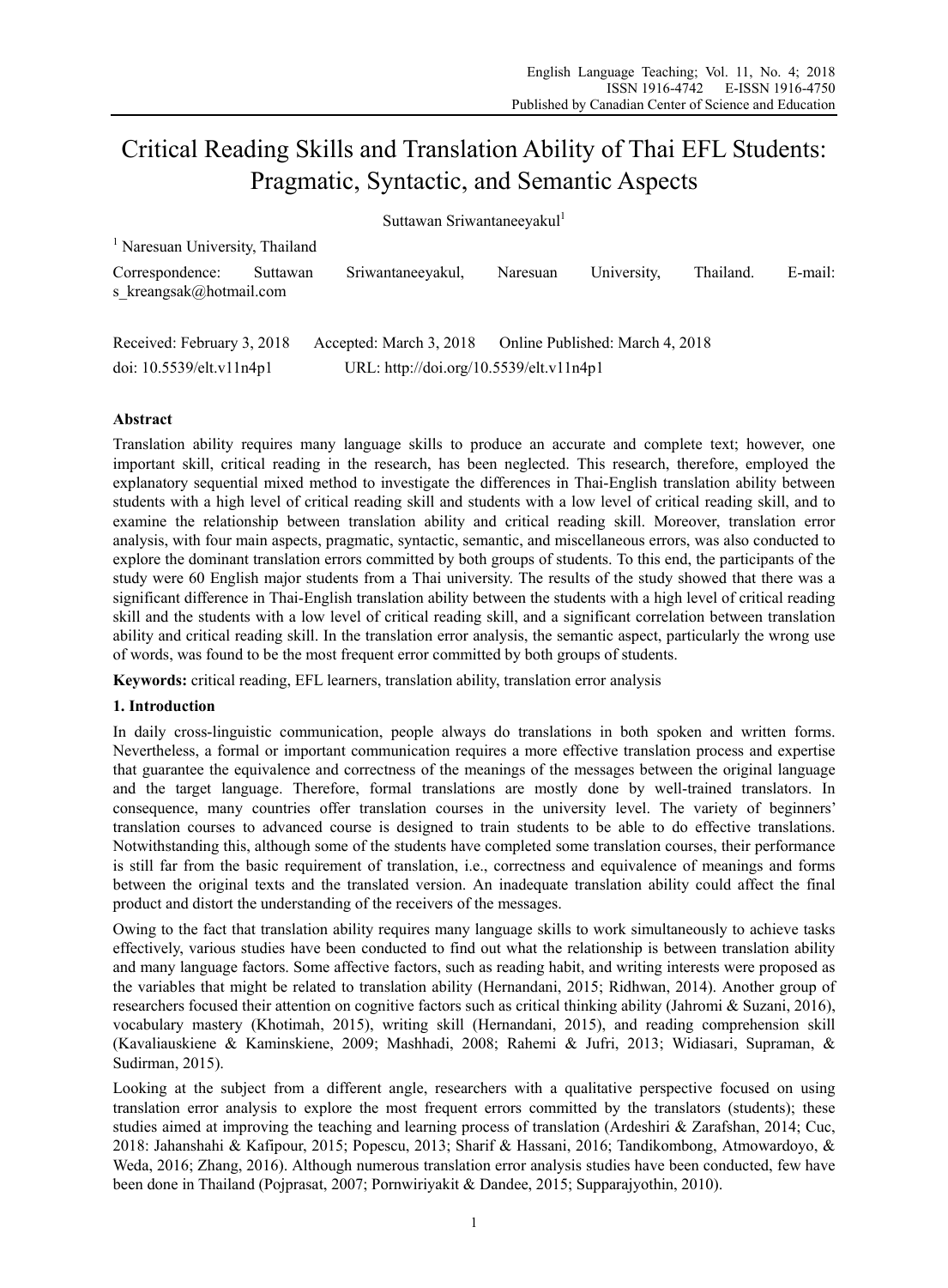# Critical Reading Skills and Translation Ability of Thai EFL Students: Pragmatic, Syntactic, and Semantic Aspects

Suttawan Sriwantaneeyakul[1]

[1] Naresuan University, Thailand

Correspondence: Suttawan Sriwantaneeyakul, Naresuan University, Thailand. E-mail: s_kreangsak@hotmail.com

Received: February 3, 2018 Accepted: March 3, 2018 Online Published: March 4, 2018

doi: 10.5539/elt.v11n4p1 URL: http://doi.org/10.5539/elt.v11n4p1

## Abstract

Translation ability requires many language skills to produce an accurate and complete text; however, one important skill, critical reading in the research, has been neglected. This research, therefore, employed the explanatory sequential mixed method to investigate the differences in Thai-English translation ability between students with a high level of critical reading skill and students with a low level of critical reading skill, and to examine the relationship between translation ability and critical reading skill. Moreover, translation error analysis, with four main aspects, pragmatic, syntactic, semantic, and miscellaneous errors, was also conducted to explore the dominant translation errors committed by both groups of students. To this end, the participants of the study were 60 English major students from a Thai university. The results of the study showed that there was a significant difference in Thai-English translation ability between the students with a high level of critical reading skill and the students with a low level of critical reading skill, and a significant correlation between translation ability and critical reading skill. In the translation error analysis, the semantic aspect, particularly the wrong use of words, was found to be the most frequent error committed by both groups of students.

**Keywords:** critical reading, EFL learners, translation ability, translation error analysis

## 1. Introduction

In daily cross-linguistic communication, people always do translations in both spoken and written forms. Nevertheless, a formal or important communication requires a more effective translation process and expertise that guarantee the equivalence and correctness of the meanings of the messages between the original language and the target language. Therefore, formal translations are mostly done by well-trained translators. In consequence, many countries offer translation courses in the university level. The variety of beginners' translation courses to advanced course is designed to train students to be able to do effective translations. Notwithstanding this, although some of the students have completed some translation courses, their performance is still far from the basic requirement of translation, i.e., correctness and equivalence of meanings and forms between the original texts and the translated version. An inadequate translation ability could affect the final product and distort the understanding of the receivers of the messages.

Owing to the fact that translation ability requires many language skills to work simultaneously to achieve tasks effectively, various studies have been conducted to find out what the relationship is between translation ability and many language factors. Some affective factors, such as reading habit, and writing interests were proposed as the variables that might be related to translation ability (Hernandani, 2015; Ridhwan, 2014). Another group of researchers focused their attention on cognitive factors such as critical thinking ability (Jahromi & Suzani, 2016), vocabulary mastery (Khotimah, 2015), writing skill (Hernandani, 2015), and reading comprehension skill (Kavaliauskiene & Kaminskiene, 2009; Mashhadi, 2008; Rahemi & Jufri, 2013; Widiasari, Supraman, & Sudirman, 2015).

Looking at the subject from a different angle, researchers with a qualitative perspective focused on using translation error analysis to explore the most frequent errors committed by the translators (students); these studies aimed at improving the teaching and learning process of translation (Ardeshiri & Zarafshan, 2014; Cuc, 2018: Jahanshahi & Kafipour, 2015; Popescu, 2013; Sharif & Hassani, 2016; Tandikombong, Atmowardoyo, & Weda, 2016; Zhang, 2016). Although numerous translation error analysis studies have been conducted, few have been done in Thailand (Pojprasat, 2007; Pornwiriyakit & Dandee, 2015; Supparajyothin, 2010).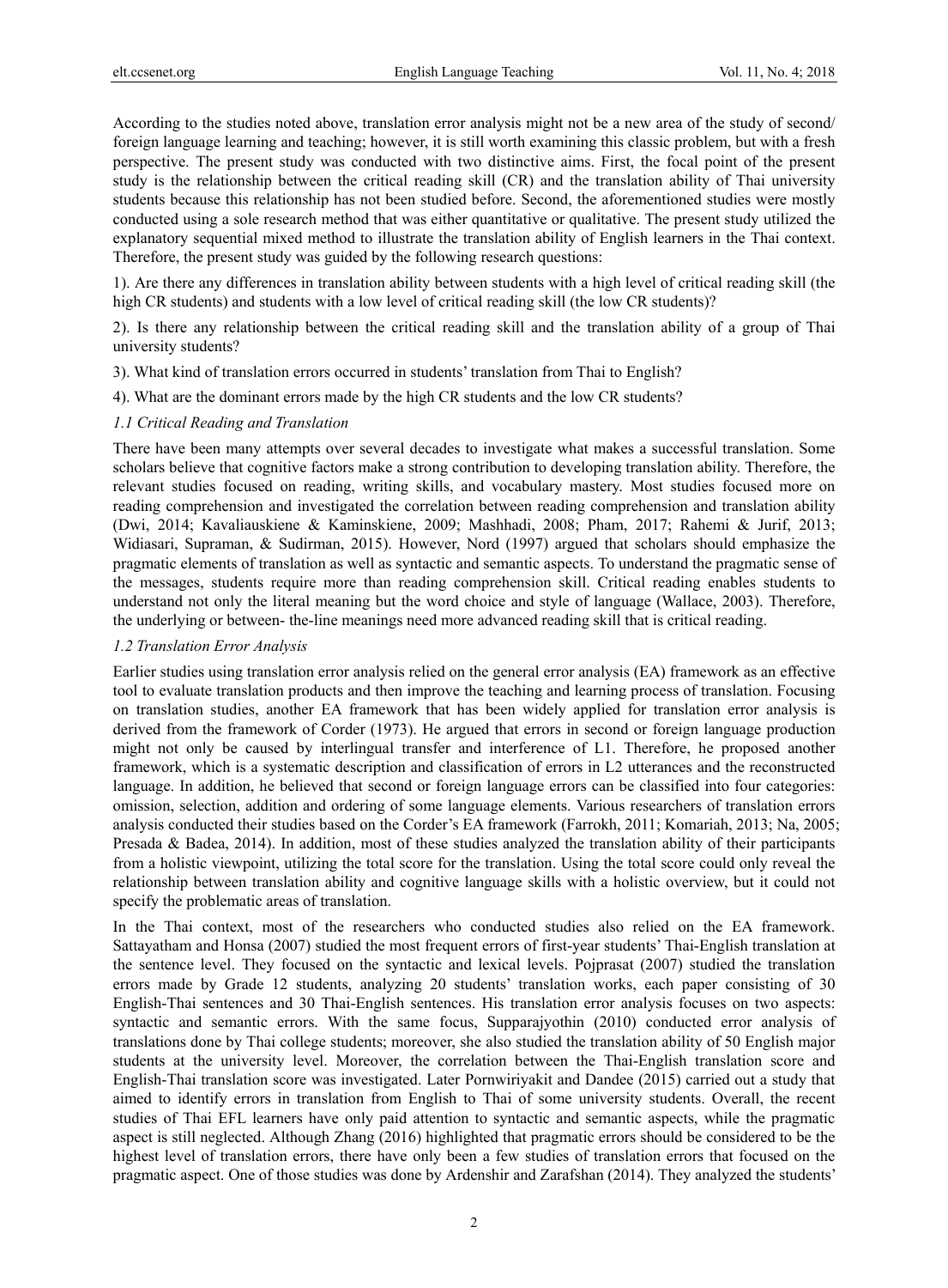According to the studies noted above, translation error analysis might not be a new area of the study of second/ foreign language learning and teaching; however, it is still worth examining this classic problem, but with a fresh perspective. The present study was conducted with two distinctive aims. First, the focal point of the present study is the relationship between the critical reading skill (CR) and the translation ability of Thai university students because this relationship has not been studied before. Second, the aforementioned studies were mostly conducted using a sole research method that was either quantitative or qualitative. The present study utilized the explanatory sequential mixed method to illustrate the translation ability of English learners in the Thai context. Therefore, the present study was guided by the following research questions:

1). Are there any differences in translation ability between students with a high level of critical reading skill (the high CR students) and students with a low level of critical reading skill (the low CR students)?

2). Is there any relationship between the critical reading skill and the translation ability of a group of Thai university students?

3). What kind of translation errors occurred in students' translation from Thai to English?

4). What are the dominant errors made by the high CR students and the low CR students?

### *1.1 Critical Reading and Translation*

There have been many attempts over several decades to investigate what makes a successful translation. Some scholars believe that cognitive factors make a strong contribution to developing translation ability. Therefore, the relevant studies focused on reading, writing skills, and vocabulary mastery. Most studies focused more on reading comprehension and investigated the correlation between reading comprehension and translation ability (Dwi, 2014; Kavaliauskiene & Kaminskiene, 2009; Mashhadi, 2008; Pham, 2017; Rahemi & Jurif, 2013; Widiasari, Supraman, & Sudirman, 2015). However, Nord (1997) argued that scholars should emphasize the pragmatic elements of translation as well as syntactic and semantic aspects. To understand the pragmatic sense of the messages, students require more than reading comprehension skill. Critical reading enables students to understand not only the literal meaning but the word choice and style of language (Wallace, 2003). Therefore, the underlying or between- the-line meanings need more advanced reading skill that is critical reading.

### *1.2 Translation Error Analysis*

Earlier studies using translation error analysis relied on the general error analysis (EA) framework as an effective tool to evaluate translation products and then improve the teaching and learning process of translation. Focusing on translation studies, another EA framework that has been widely applied for translation error analysis is derived from the framework of Corder (1973). He argued that errors in second or foreign language production might not only be caused by interlingual transfer and interference of L1. Therefore, he proposed another framework, which is a systematic description and classification of errors in L2 utterances and the reconstructed language. In addition, he believed that second or foreign language errors can be classified into four categories: omission, selection, addition and ordering of some language elements. Various researchers of translation errors analysis conducted their studies based on the Corder's EA framework (Farrokh, 2011; Komariah, 2013; Na, 2005; Presada & Badea, 2014). In addition, most of these studies analyzed the translation ability of their participants from a holistic viewpoint, utilizing the total score for the translation. Using the total score could only reveal the relationship between translation ability and cognitive language skills with a holistic overview, but it could not specify the problematic areas of translation.

In the Thai context, most of the researchers who conducted studies also relied on the EA framework. Sattayatham and Honsa (2007) studied the most frequent errors of first-year students' Thai-English translation at the sentence level. They focused on the syntactic and lexical levels. Pojprasat (2007) studied the translation errors made by Grade 12 students, analyzing 20 students' translation works, each paper consisting of 30 English-Thai sentences and 30 Thai-English sentences. His translation error analysis focuses on two aspects: syntactic and semantic errors. With the same focus, Supparajyothin (2010) conducted error analysis of translations done by Thai college students; moreover, she also studied the translation ability of 50 English major students at the university level. Moreover, the correlation between the Thai-English translation score and English-Thai translation score was investigated. Later Pornwiriyakit and Dandee (2015) carried out a study that aimed to identify errors in translation from English to Thai of some university students. Overall, the recent studies of Thai EFL learners have only paid attention to syntactic and semantic aspects, while the pragmatic aspect is still neglected. Although Zhang (2016) highlighted that pragmatic errors should be considered to be the highest level of translation errors, there have only been a few studies of translation errors that focused on the pragmatic aspect. One of those studies was done by Ardenshir and Zarafshan (2014). They analyzed the students'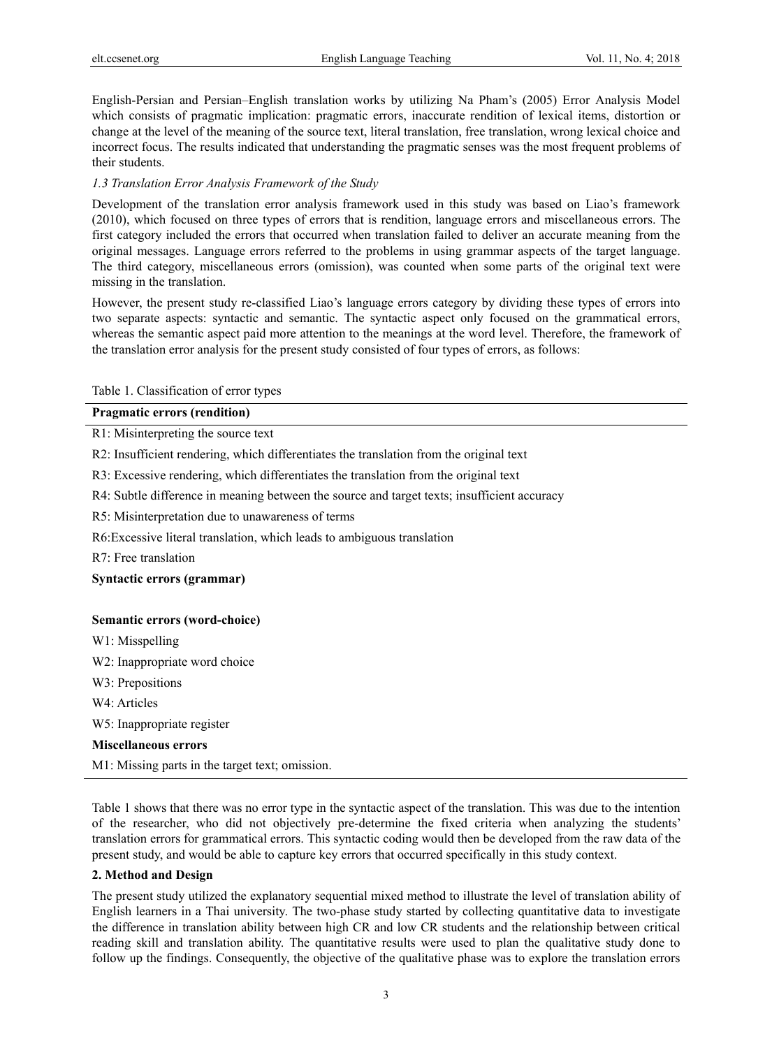English-Persian and Persian–English translation works by utilizing Na Pham's (2005) Error Analysis Model which consists of pragmatic implication: pragmatic errors, inaccurate rendition of lexical items, distortion or change at the level of the meaning of the source text, literal translation, free translation, wrong lexical choice and incorrect focus. The results indicated that understanding the pragmatic senses was the most frequent problems of their students.

### *1.3 Translation Error Analysis Framework of the Study*

Development of the translation error analysis framework used in this study was based on Liao's framework (2010), which focused on three types of errors that is rendition, language errors and miscellaneous errors. The first category included the errors that occurred when translation failed to deliver an accurate meaning from the original messages. Language errors referred to the problems in using grammar aspects of the target language. The third category, miscellaneous errors (omission), was counted when some parts of the original text were missing in the translation.

However, the present study re-classified Liao's language errors category by dividing these types of errors into two separate aspects: syntactic and semantic. The syntactic aspect only focused on the grammatical errors, whereas the semantic aspect paid more attention to the meanings at the word level. Therefore, the framework of the translation error analysis for the present study consisted of four types of errors, as follows:

Table 1. Classification of error types

| **Pragmatic errors (rendition)** |
|---|
| R1: Misinterpreting the source text |
| R2: Insufficient rendering, which differentiates the translation from the original text |
| R3: Excessive rendering, which differentiates the translation from the original text |
| R4: Subtle difference in meaning between the source and target texts; insufficient accuracy |
| R5: Misinterpretation due to unawareness of terms |
| R6:Excessive literal translation, which leads to ambiguous translation |
| R7: Free translation |
| **Syntactic errors (grammar)** |
| |
| **Semantic errors (word-choice)** |
| W1: Misspelling |
| W2: Inappropriate word choice |
| W3: Prepositions |
| W4: Articles |
| W5: Inappropriate register |
| **Miscellaneous errors** |
| M1: Missing parts in the target text; omission. |

Table 1 shows that there was no error type in the syntactic aspect of the translation. This was due to the intention of the researcher, who did not objectively pre-determine the fixed criteria when analyzing the students' translation errors for grammatical errors. This syntactic coding would then be developed from the raw data of the present study, and would be able to capture key errors that occurred specifically in this study context.

## 2. Method and Design

The present study utilized the explanatory sequential mixed method to illustrate the level of translation ability of English learners in a Thai university. The two-phase study started by collecting quantitative data to investigate the difference in translation ability between high CR and low CR students and the relationship between critical reading skill and translation ability. The quantitative results were used to plan the qualitative study done to follow up the findings. Consequently, the objective of the qualitative phase was to explore the translation errors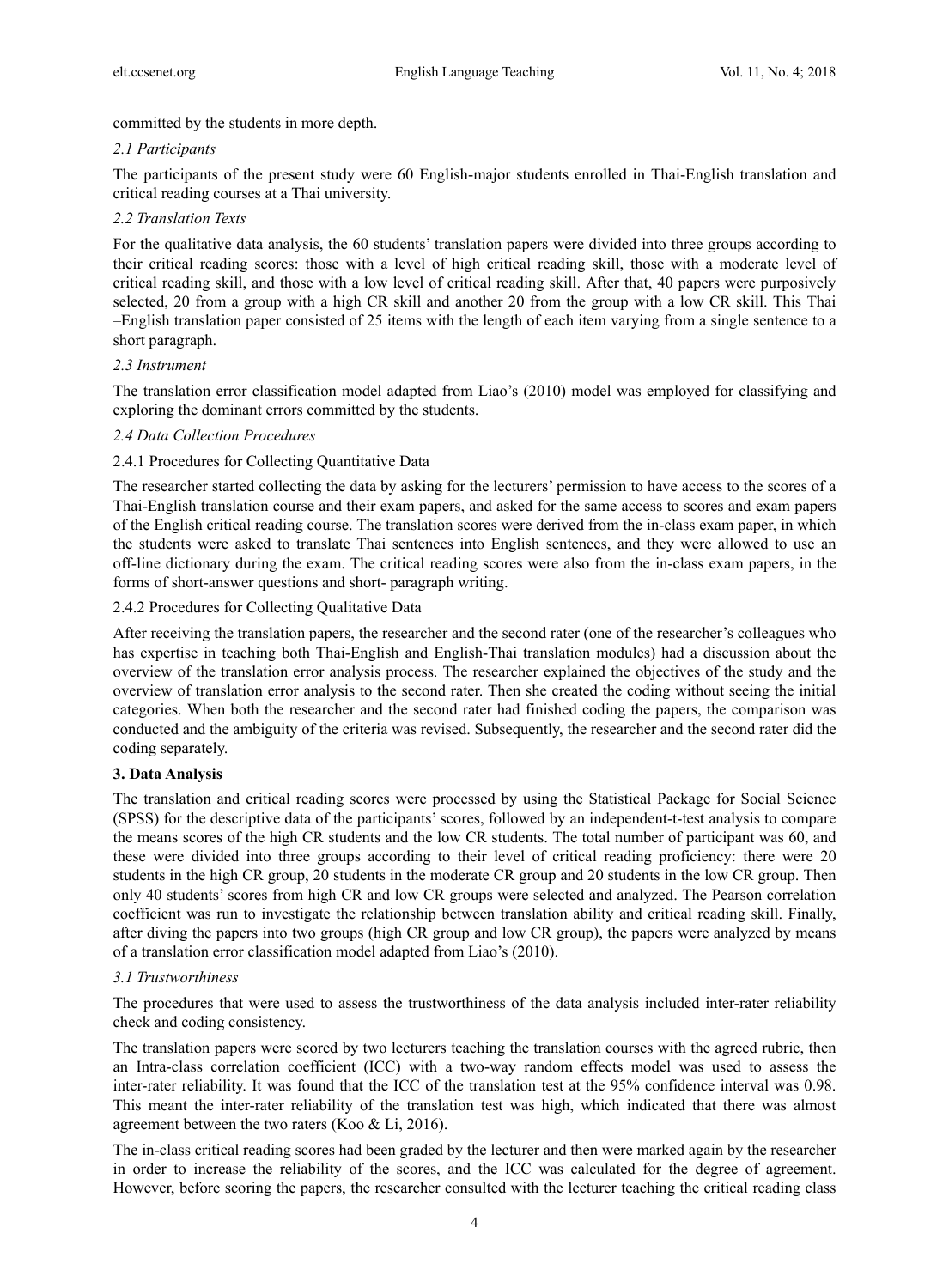committed by the students in more depth.

### *2.1 Participants*

The participants of the present study were 60 English-major students enrolled in Thai-English translation and critical reading courses at a Thai university.

### *2.2 Translation Texts*

For the qualitative data analysis, the 60 students' translation papers were divided into three groups according to their critical reading scores: those with a level of high critical reading skill, those with a moderate level of critical reading skill, and those with a low level of critical reading skill. After that, 40 papers were purposively selected, 20 from a group with a high CR skill and another 20 from the group with a low CR skill. This Thai –English translation paper consisted of 25 items with the length of each item varying from a single sentence to a short paragraph.

### *2.3 Instrument*

The translation error classification model adapted from Liao's (2010) model was employed for classifying and exploring the dominant errors committed by the students.

### *2.4 Data Collection Procedures*

#### 2.4.1 Procedures for Collecting Quantitative Data

The researcher started collecting the data by asking for the lecturers' permission to have access to the scores of a Thai-English translation course and their exam papers, and asked for the same access to scores and exam papers of the English critical reading course. The translation scores were derived from the in-class exam paper, in which the students were asked to translate Thai sentences into English sentences, and they were allowed to use an off-line dictionary during the exam. The critical reading scores were also from the in-class exam papers, in the forms of short-answer questions and short- paragraph writing.

#### 2.4.2 Procedures for Collecting Qualitative Data

After receiving the translation papers, the researcher and the second rater (one of the researcher's colleagues who has expertise in teaching both Thai-English and English-Thai translation modules) had a discussion about the overview of the translation error analysis process. The researcher explained the objectives of the study and the overview of translation error analysis to the second rater. Then she created the coding without seeing the initial categories. When both the researcher and the second rater had finished coding the papers, the comparison was conducted and the ambiguity of the criteria was revised. Subsequently, the researcher and the second rater did the coding separately.

## **3. Data Analysis**

The translation and critical reading scores were processed by using the Statistical Package for Social Science (SPSS) for the descriptive data of the participants' scores, followed by an independent-t-test analysis to compare the means scores of the high CR students and the low CR students. The total number of participant was 60, and these were divided into three groups according to their level of critical reading proficiency: there were 20 students in the high CR group, 20 students in the moderate CR group and 20 students in the low CR group. Then only 40 students' scores from high CR and low CR groups were selected and analyzed. The Pearson correlation coefficient was run to investigate the relationship between translation ability and critical reading skill. Finally, after diving the papers into two groups (high CR group and low CR group), the papers were analyzed by means of a translation error classification model adapted from Liao's (2010).

### *3.1 Trustworthiness*

The procedures that were used to assess the trustworthiness of the data analysis included inter-rater reliability check and coding consistency.

The translation papers were scored by two lecturers teaching the translation courses with the agreed rubric, then an Intra-class correlation coefficient (ICC) with a two-way random effects model was used to assess the inter-rater reliability. It was found that the ICC of the translation test at the 95% confidence interval was 0.98. This meant the inter-rater reliability of the translation test was high, which indicated that there was almost agreement between the two raters (Koo & Li, 2016).

The in-class critical reading scores had been graded by the lecturer and then were marked again by the researcher in order to increase the reliability of the scores, and the ICC was calculated for the degree of agreement. However, before scoring the papers, the researcher consulted with the lecturer teaching the critical reading class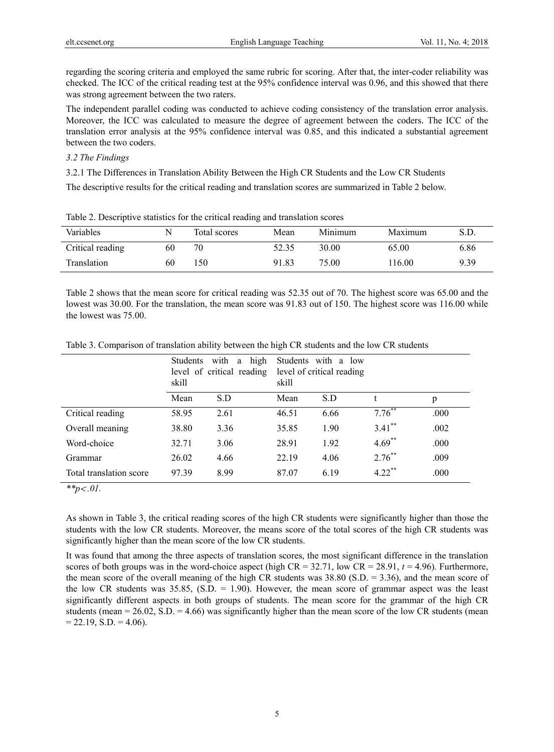regarding the scoring criteria and employed the same rubric for scoring. After that, the inter-coder reliability was checked. The ICC of the critical reading test at the 95% confidence interval was 0.96, and this showed that there was strong agreement between the two raters.

The independent parallel coding was conducted to achieve coding consistency of the translation error analysis. Moreover, the ICC was calculated to measure the degree of agreement between the coders. The ICC of the translation error analysis at the 95% confidence interval was 0.85, and this indicated a substantial agreement between the two coders.

### *3.2 The Findings*

#### 3.2.1 The Differences in Translation Ability Between the High CR Students and the Low CR Students

The descriptive results for the critical reading and translation scores are summarized in Table 2 below.

Table 2. Descriptive statistics for the critical reading and translation scores

| Variables | N | Total scores | Mean | Minimum | Maximum | S.D. |
|---|---|---|---|---|---|---|
| Critical reading | 60 | 70 | 52.35 | 30.00 | 65.00 | 6.86 |
| Translation | 60 | 150 | 91.83 | 75.00 | 116.00 | 9.39 |

Table 2 shows that the mean score for critical reading was 52.35 out of 70. The highest score was 65.00 and the lowest was 30.00. For the translation, the mean score was 91.83 out of 150. The highest score was 116.00 while the lowest was 75.00.

Table 3. Comparison of translation ability between the high CR students and the low CR students

| | Students with a high level of critical reading skill | | Students with a low level of critical reading skill | | | |
|---|---|---|---|---|---|---|
| | Mean | S.D | Mean | S.D | t | p |
| Critical reading | 58.95 | 2.61 | 46.51 | 6.66 | 7.76** | .000 |
| Overall meaning | 38.80 | 3.36 | 35.85 | 1.90 | 3.41** | .002 |
| Word-choice | 32.71 | 3.06 | 28.91 | 1.92 | 4.69** | .000 |
| Grammar | 26.02 | 4.66 | 22.19 | 4.06 | 2.76** | .009 |
| Total translation score | 97.39 | 8.99 | 87.07 | 6.19 | 4.22** | .000 |

*$^{**}p<.01$.*

As shown in Table 3, the critical reading scores of the high CR students were significantly higher than those the students with the low CR students. Moreover, the means score of the total scores of the high CR students was significantly higher than the mean score of the low CR students.

It was found that among the three aspects of translation scores, the most significant difference in the translation scores of both groups was in the word-choice aspect (high CR = 32.71, low CR = 28.91, $t$ = 4.96). Furthermore, the mean score of the overall meaning of the high CR students was 38.80 (S.D. = 3.36), and the mean score of the low CR students was 35.85, (S.D. = 1.90). However, the mean score of grammar aspect was the least significantly different aspects in both groups of students. The mean score for the grammar of the high CR students (mean = 26.02, S.D. = 4.66) was significantly higher than the mean score of the low CR students (mean = 22.19, S.D. = 4.06).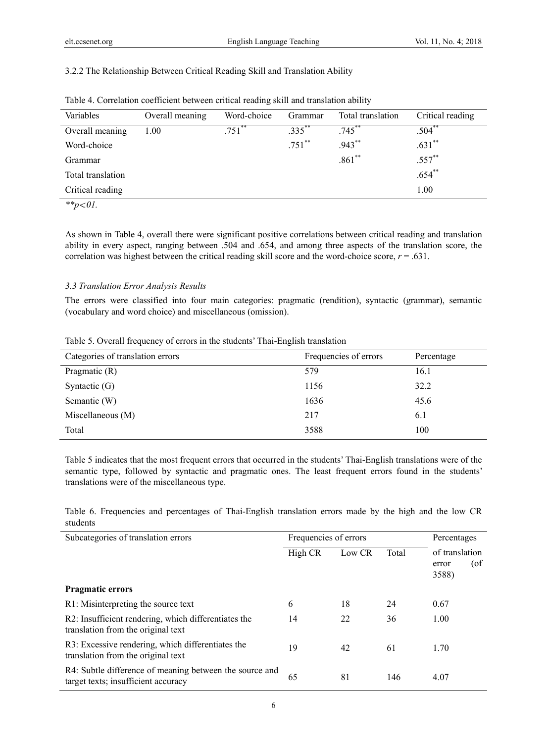#### 3.2.2 The Relationship Between Critical Reading Skill and Translation Ability

Table 4. Correlation coefficient between critical reading skill and translation ability

| Variables | Overall meaning | Word-choice | Grammar | Total translation | Critical reading |
|---|---|---|---|---|---|
| Overall meaning | 1.00 | .751** | .335** | .745** | .504** |
| Word-choice | | | .751** | .943** | .631** |
| Grammar | | | | .861** | .557** |
| Total translation | | | | | .654** |
| Critical reading | | | | | 1.00 |

**$p<.01$.

As shown in Table 4, overall there were significant positive correlations between critical reading and translation ability in every aspect, ranging between .504 and .654, and among three aspects of the translation score, the correlation was highest between the critical reading skill score and the word-choice score, $r$ = .631.

### *3.3 Translation Error Analysis Results*

The errors were classified into four main categories: pragmatic (rendition), syntactic (grammar), semantic (vocabulary and word choice) and miscellaneous (omission).

Table 5. Overall frequency of errors in the students' Thai-English translation

| Categories of translation errors | Frequencies of errors | Percentage |
|---|---|---|
| Pragmatic (R) | 579 | 16.1 |
| Syntactic (G) | 1156 | 32.2 |
| Semantic (W) | 1636 | 45.6 |
| Miscellaneous (M) | 217 | 6.1 |
| Total | 3588 | 100 |

Table 5 indicates that the most frequent errors that occurred in the students' Thai-English translations were of the semantic type, followed by syntactic and pragmatic ones. The least frequent errors found in the students' translations were of the miscellaneous type.

Table 6. Frequencies and percentages of Thai-English translation errors made by the high and the low CR students

| Subcategories of translation errors | Frequencies of errors | | | Percentages |
|---|---|---|---|---|
| | High CR | Low CR | Total | of translation error (of 3588) |
| **Pragmatic errors** | | | | |
| R1: Misinterpreting the source text | 6 | 18 | 24 | 0.67 |
| R2: Insufficient rendering, which differentiates the translation from the original text | 14 | 22 | 36 | 1.00 |
| R3: Excessive rendering, which differentiates the translation from the original text | 19 | 42 | 61 | 1.70 |
| R4: Subtle difference of meaning between the source and target texts; insufficient accuracy | 65 | 81 | 146 | 4.07 |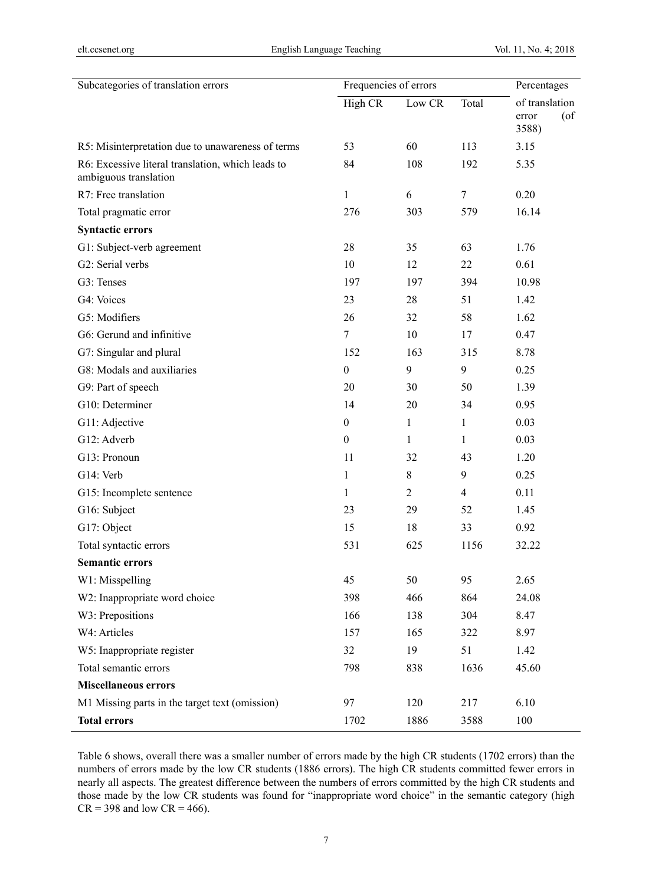| Subcategories of translation errors | Frequencies of errors | | | Percentages |
|---|---|---|---|---|
| | High CR | Low CR | Total | of translation error (of 3588) |
| R5: Misinterpretation due to unawareness of terms | 53 | 60 | 113 | 3.15 |
| R6: Excessive literal translation, which leads to ambiguous translation | 84 | 108 | 192 | 5.35 |
| R7: Free translation | 1 | 6 | 7 | 0.20 |
| Total pragmatic error | 276 | 303 | 579 | 16.14 |
| **Syntactic errors** | | | | |
| G1: Subject-verb agreement | 28 | 35 | 63 | 1.76 |
| G2: Serial verbs | 10 | 12 | 22 | 0.61 |
| G3: Tenses | 197 | 197 | 394 | 10.98 |
| G4: Voices | 23 | 28 | 51 | 1.42 |
| G5: Modifiers | 26 | 32 | 58 | 1.62 |
| G6: Gerund and infinitive | 7 | 10 | 17 | 0.47 |
| G7: Singular and plural | 152 | 163 | 315 | 8.78 |
| G8: Modals and auxiliaries | 0 | 9 | 9 | 0.25 |
| G9: Part of speech | 20 | 30 | 50 | 1.39 |
| G10: Determiner | 14 | 20 | 34 | 0.95 |
| G11: Adjective | 0 | 1 | 1 | 0.03 |
| G12: Adverb | 0 | 1 | 1 | 0.03 |
| G13: Pronoun | 11 | 32 | 43 | 1.20 |
| G14: Verb | 1 | 8 | 9 | 0.25 |
| G15: Incomplete sentence | 1 | 2 | 4 | 0.11 |
| G16: Subject | 23 | 29 | 52 | 1.45 |
| G17: Object | 15 | 18 | 33 | 0.92 |
| Total syntactic errors | 531 | 625 | 1156 | 32.22 |
| **Semantic errors** | | | | |
| W1: Misspelling | 45 | 50 | 95 | 2.65 |
| W2: Inappropriate word choice | 398 | 466 | 864 | 24.08 |
| W3: Prepositions | 166 | 138 | 304 | 8.47 |
| W4: Articles | 157 | 165 | 322 | 8.97 |
| W5: Inappropriate register | 32 | 19 | 51 | 1.42 |
| Total semantic errors | 798 | 838 | 1636 | 45.60 |
| **Miscellaneous errors** | | | | |
| M1 Missing parts in the target text (omission) | 97 | 120 | 217 | 6.10 |
| **Total errors** | 1702 | 1886 | 3588 | 100 |

Table 6 shows, overall there was a smaller number of errors made by the high CR students (1702 errors) than the numbers of errors made by the low CR students (1886 errors). The high CR students committed fewer errors in nearly all aspects. The greatest difference between the numbers of errors committed by the high CR students and those made by the low CR students was found for "inappropriate word choice" in the semantic category (high CR = 398 and low CR = 466).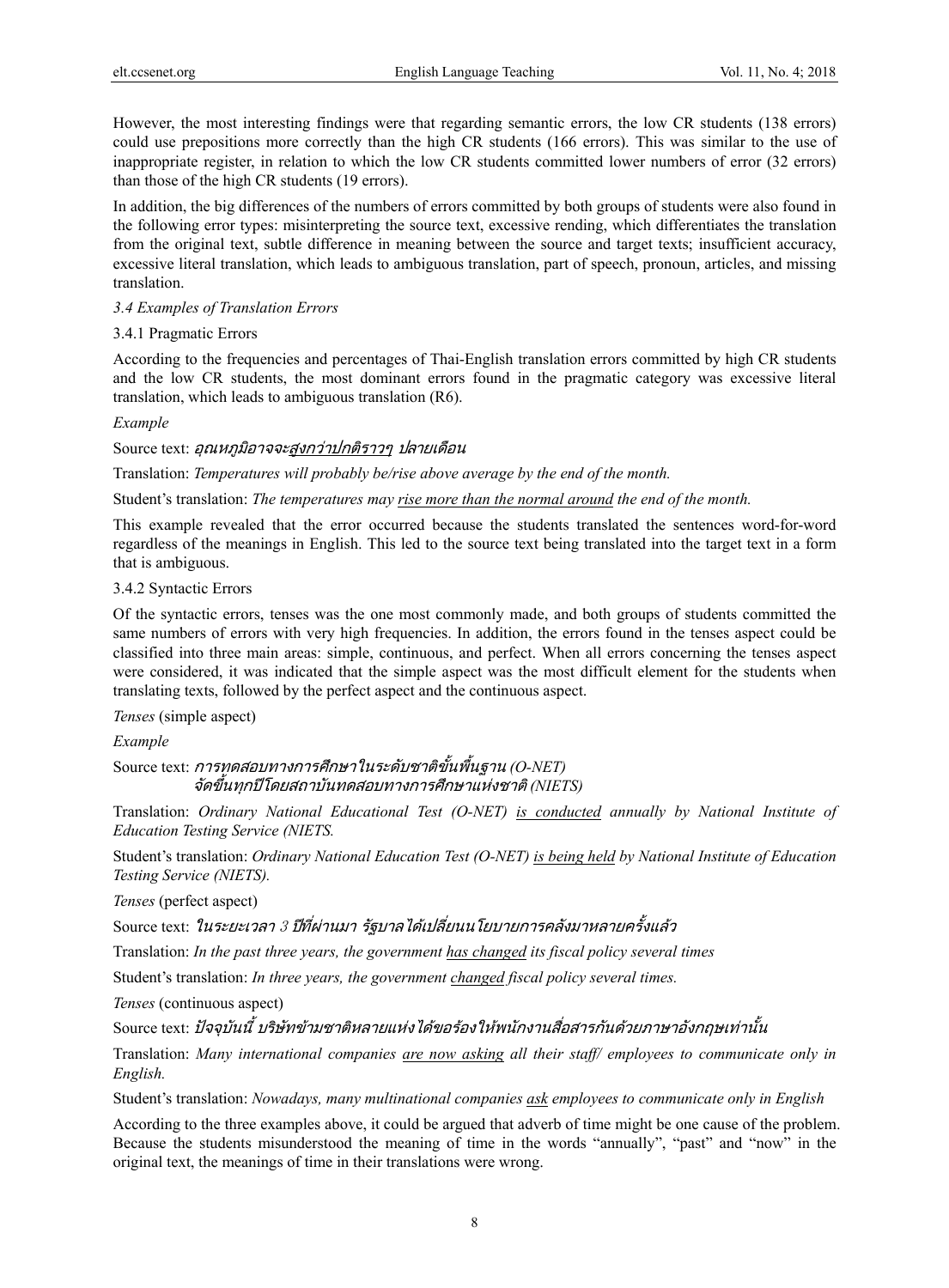However, the most interesting findings were that regarding semantic errors, the low CR students (138 errors) could use prepositions more correctly than the high CR students (166 errors). This was similar to the use of inappropriate register, in relation to which the low CR students committed lower numbers of error (32 errors) than those of the high CR students (19 errors).

In addition, the big differences of the numbers of errors committed by both groups of students were also found in the following error types: misinterpreting the source text, excessive rending, which differentiates the translation from the original text, subtle difference in meaning between the source and target texts; insufficient accuracy, excessive literal translation, which leads to ambiguous translation, part of speech, pronoun, articles, and missing translation.

### *3.4 Examples of Translation Errors*

#### 3.4.1 Pragmatic Errors

According to the frequencies and percentages of Thai-English translation errors committed by high CR students and the low CR students, the most dominant errors found in the pragmatic category was excessive literal translation, which leads to ambiguous translation (R6).

*Example*

Source text: *อุณหภูมิอาจจะ<u>สูงกว่าปกติราวๆ</u> ปลายเดือน*

Translation: *Temperatures will probably be/rise above average by the end of the month.*

Student's translation: *The temperatures may <u>rise more than the normal around</u> the end of the month.*

This example revealed that the error occurred because the students translated the sentences word-for-word regardless of the meanings in English. This led to the source text being translated into the target text in a form that is ambiguous.

#### 3.4.2 Syntactic Errors

Of the syntactic errors, tenses was the one most commonly made, and both groups of students committed the same numbers of errors with very high frequencies. In addition, the errors found in the tenses aspect could be classified into three main areas: simple, continuous, and perfect. When all errors concerning the tenses aspect were considered, it was indicated that the simple aspect was the most difficult element for the students when translating texts, followed by the perfect aspect and the continuous aspect.

*Tenses* (simple aspect)

*Example*

Source text: *การทดสอบทางการศึกษาในระดับชาติขั้นพื้นฐาน (O-NET) จัดขึ้นทุกปีโดยสถาบันทดสอบทางการศึกษาแห่งชาติ (NIETS)*

Translation: *Ordinary National Educational Test (O-NET) <u>is conducted</u> annually by National Institute of Education Testing Service (NIETS.*

Student's translation: *Ordinary National Education Test (O-NET) <u>is being held</u> by National Institute of Education Testing Service (NIETS).*

*Tenses* (perfect aspect)

Source text: *ในระยะเวลา 3 ปีที่ผ่านมา รัฐบาลได้เปลี่ยนนโยบายการคลังมาหลายครั้งแล้ว*

Translation: *In the past three years, the government <u>has changed</u> its fiscal policy several times*

Student's translation: *In three years, the government <u>changed</u> fiscal policy several times.*

*Tenses* (continuous aspect)

Source text: *ปัจจุบันนี้ บริษัทข้ามชาติหลายแห่งได้ขอร้องให้พนักงานสื่อสารกันด้วยภาษาอังกฤษเท่านั้น*

Translation: *Many international companies <u>are now asking</u> all their staff/ employees to communicate only in English.*

Student's translation: *Nowadays, many multinational companies <u>ask</u> employees to communicate only in English*

According to the three examples above, it could be argued that adverb of time might be one cause of the problem. Because the students misunderstood the meaning of time in the words "annually", "past" and "now" in the original text, the meanings of time in their translations were wrong.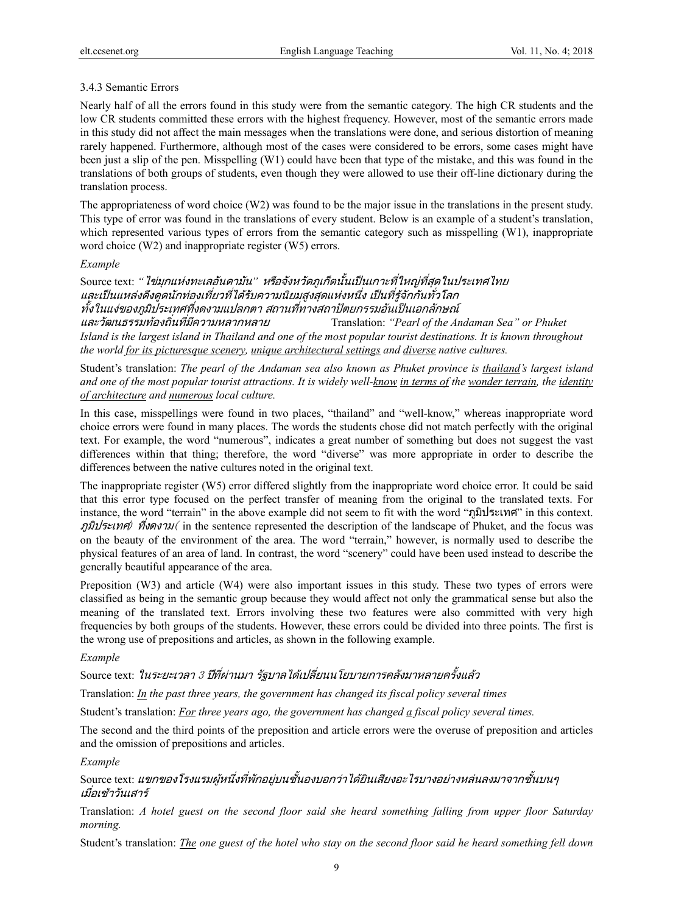### 3.4.3 Semantic Errors

Nearly half of all the errors found in this study were from the semantic category. The high CR students and the low CR students committed these errors with the highest frequency. However, most of the semantic errors made in this study did not affect the main messages when the translations were done, and serious distortion of meaning rarely happened. Furthermore, although most of the cases were considered to be errors, some cases might have been just a slip of the pen. Misspelling (W1) could have been that type of the mistake, and this was found in the translations of both groups of students, even though they were allowed to use their off-line dictionary during the translation process.

The appropriateness of word choice (W2) was found to be the major issue in the translations in the present study. This type of error was found in the translations of every student. Below is an example of a student's translation, which represented various types of errors from the semantic category such as misspelling (W1), inappropriate word choice (W2) and inappropriate register (W5) errors.

*Example*

Source text: *"ไข่มุกแห่งทะเลอันดามัน" หรือจังหวัดภูเก็ตนั้นเป็นเกาะที่ใหญ่ที่สุดในประเทศไทย และเป็นแหล่งดึงดูดนักท่องเที่ยวที่ได้รับความนิยมสูงสุดแห่งหนึ่ง เป็นที่รู้จักกันทั่วโลก ทั้งในแง่ของภูมิประเทศที่งดงามแปลกตา สถานที่ทางสถาปัตยกรรมอันเป็นเอกลักษณ์ และวัฒนธรรมท้องถิ่นที่มีความหลากหลาย* Translation: *"Pearl of the Andaman Sea" or Phuket Island is the largest island in Thailand and one of the most popular tourist destinations. It is known throughout the world <u>for its picturesque scenery</u>, <u>unique architectural settings</u> and <u>diverse</u> native cultures.*

Student's translation: *The pearl of the Andaman sea also known as Phuket province is <u>thailand</u>'s largest island and one of the most popular tourist attractions. It is widely well-<u>know</u> <u>in terms of</u> the <u>wonder terrain</u>, the <u>identity of architecture</u> and <u>numerous</u> local culture.*

In this case, misspellings were found in two places, "thailand" and "well-know," whereas inappropriate word choice errors were found in many places. The words the students chose did not match perfectly with the original text. For example, the word "numerous", indicates a great number of something but does not suggest the vast differences within that thing; therefore, the word "diverse" was more appropriate in order to describe the differences between the native cultures noted in the original text.

The inappropriate register (W5) error differed slightly from the inappropriate word choice error. It could be said that this error type focused on the perfect transfer of meaning from the original to the translated texts. For instance, the word "terrain" in the above example did not seem to fit with the word "ภูมิประเทศ" in this context. *ภูมิประเทศ) ที่งดงาม(* in the sentence represented the description of the landscape of Phuket, and the focus was on the beauty of the environment of the area. The word "terrain," however, is normally used to describe the physical features of an area of land. In contrast, the word "scenery" could have been used instead to describe the generally beautiful appearance of the area.

Preposition (W3) and article (W4) were also important issues in this study. These two types of errors were classified as being in the semantic group because they would affect not only the grammatical sense but also the meaning of the translated text. Errors involving these two features were also committed with very high frequencies by both groups of the students. However, these errors could be divided into three points. The first is the wrong use of prepositions and articles, as shown in the following example.

*Example*

Source text: *ในระยะเวลา 3 ปีที่ผ่านมา รัฐบาลได้เปลี่ยนนโยบายการคลังมาหลายครั้งแล้ว*

Translation: *<u>In</u> the past three years, the government has changed its fiscal policy several times*

Student's translation: *<u>For</u> three years ago, the government has changed <u>a</u> fiscal policy several times.*

The second and the third points of the preposition and article errors were the overuse of preposition and articles and the omission of prepositions and articles.

*Example*

Source text: *แขกของโรงแรมผู้หนึ่งที่พักอยู่บนชั้นสองบอกว่าได้ยินเสียงอะไรบางอย่างหล่นลงมาจากชั้นบนๆ เมื่อเช้าวันเสาร์*

Translation: *A hotel guest on the second floor said she heard something falling from upper floor Saturday morning.*

Student's translation: *<u>The</u> one guest of the hotel who stay on the second floor said he heard something fell down*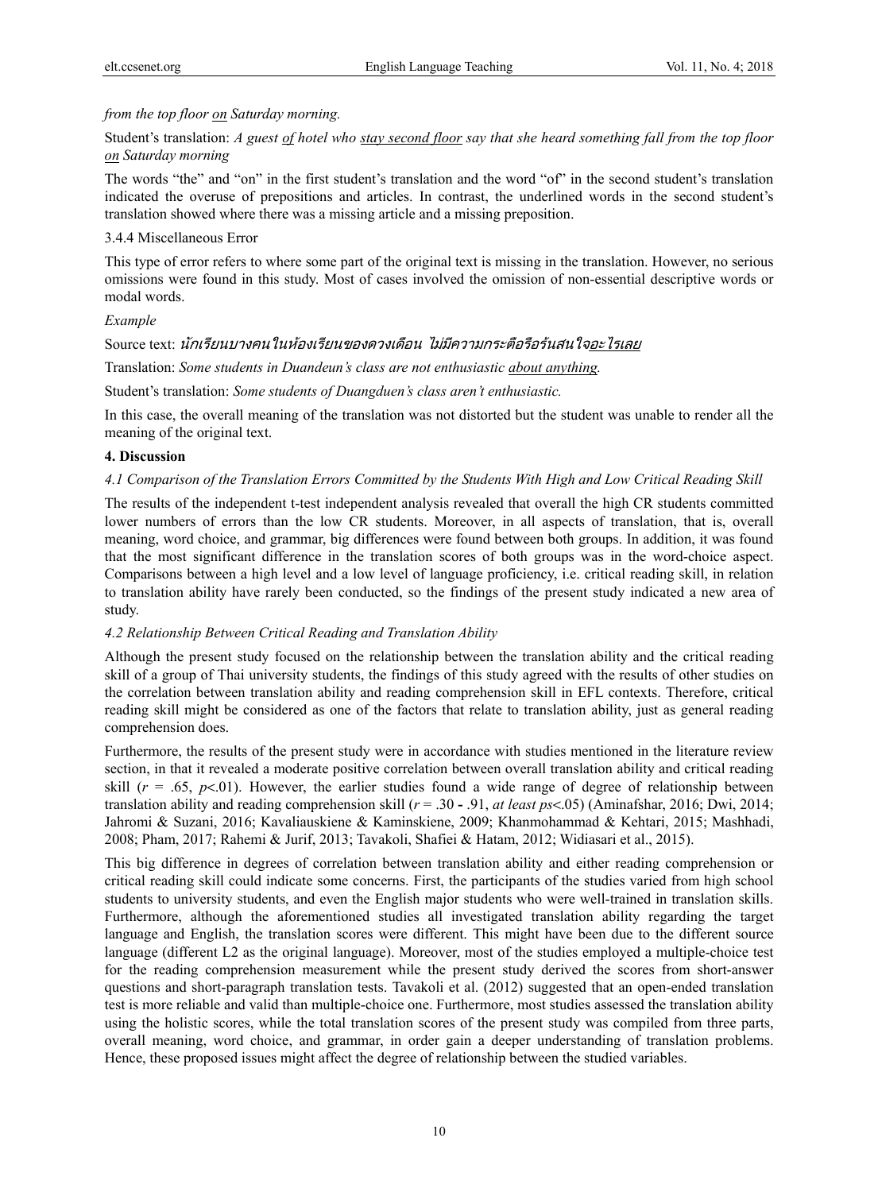*from the top floor* *<u>on</u>* *Saturday morning.*

Student's translation: *A guest* *<u>of</u>* *hotel who* *<u>stay second floor</u>* *say that she heard something fall from the top floor* *<u>on</u>* *Saturday morning*

The words "the" and "on" in the first student's translation and the word "of" in the second student's translation indicated the overuse of prepositions and articles. In contrast, the underlined words in the second student's translation showed where there was a missing article and a missing preposition.

3.4.4 Miscellaneous Error

This type of error refers to where some part of the original text is missing in the translation. However, no serious omissions were found in this study. Most of cases involved the omission of non-essential descriptive words or modal words.

*Example*

Source text: *นักเรียนบางคนในห้องเรียนของดวงเดือน ไม่มีความกระตือรือร้นสนใจ*<u>*อะไรเลย*</u>

Translation: *Some students in Duandeun's class are not enthusiastic* *<u>about anything</u>*.

Student's translation: *Some students of Duangduen's class aren't enthusiastic.*

In this case, the overall meaning of the translation was not distorted but the student was unable to render all the meaning of the original text.

## 4. Discussion

### *4.1 Comparison of the Translation Errors Committed by the Students With High and Low Critical Reading Skill*

The results of the independent t-test independent analysis revealed that overall the high CR students committed lower numbers of errors than the low CR students. Moreover, in all aspects of translation, that is, overall meaning, word choice, and grammar, big differences were found between both groups. In addition, it was found that the most significant difference in the translation scores of both groups was in the word-choice aspect. Comparisons between a high level and a low level of language proficiency, i.e. critical reading skill, in relation to translation ability have rarely been conducted, so the findings of the present study indicated a new area of study.

### *4.2 Relationship Between Critical Reading and Translation Ability*

Although the present study focused on the relationship between the translation ability and the critical reading skill of a group of Thai university students, the findings of this study agreed with the results of other studies on the correlation between translation ability and reading comprehension skill in EFL contexts. Therefore, critical reading skill might be considered as one of the factors that relate to translation ability, just as general reading comprehension does.

Furthermore, the results of the present study were in accordance with studies mentioned in the literature review section, in that it revealed a moderate positive correlation between overall translation ability and critical reading skill ($r$ = .65, $p$<.01). However, the earlier studies found a wide range of degree of relationship between translation ability and reading comprehension skill ($r$ = .30 - .91, *at least ps*<.05) (Aminafshar, 2016; Dwi, 2014; Jahromi & Suzani, 2016; Kavaliauskiene & Kaminskiene, 2009; Khanmohammad & Kehtari, 2015; Mashhadi, 2008; Pham, 2017; Rahemi & Jurif, 2013; Tavakoli, Shafiei & Hatam, 2012; Widiasari et al., 2015).

This big difference in degrees of correlation between translation ability and either reading comprehension or critical reading skill could indicate some concerns. First, the participants of the studies varied from high school students to university students, and even the English major students who were well-trained in translation skills. Furthermore, although the aforementioned studies all investigated translation ability regarding the target language and English, the translation scores were different. This might have been due to the different source language (different L2 as the original language). Moreover, most of the studies employed a multiple-choice test for the reading comprehension measurement while the present study derived the scores from short-answer questions and short-paragraph translation tests. Tavakoli et al. (2012) suggested that an open-ended translation test is more reliable and valid than multiple-choice one. Furthermore, most studies assessed the translation ability using the holistic scores, while the total translation scores of the present study was compiled from three parts, overall meaning, word choice, and grammar, in order gain a deeper understanding of translation problems. Hence, these proposed issues might affect the degree of relationship between the studied variables.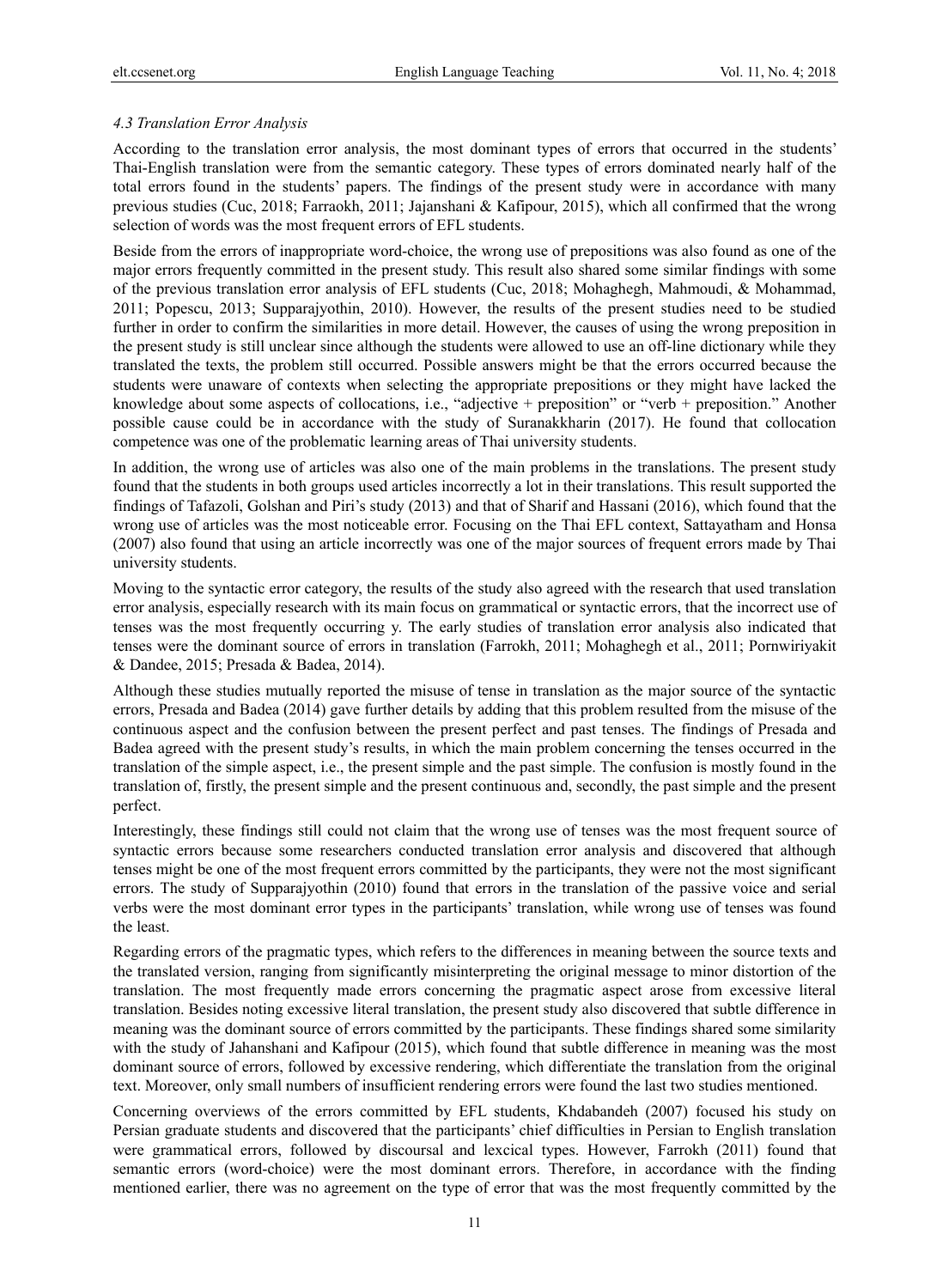### *4.3 Translation Error Analysis*

According to the translation error analysis, the most dominant types of errors that occurred in the students' Thai-English translation were from the semantic category. These types of errors dominated nearly half of the total errors found in the students' papers. The findings of the present study were in accordance with many previous studies (Cuc, 2018; Farraokh, 2011; Jajanshani & Kafipour, 2015), which all confirmed that the wrong selection of words was the most frequent errors of EFL students.

Beside from the errors of inappropriate word-choice, the wrong use of prepositions was also found as one of the major errors frequently committed in the present study. This result also shared some similar findings with some of the previous translation error analysis of EFL students (Cuc, 2018; Mohaghegh, Mahmoudi, & Mohammad, 2011; Popescu, 2013; Supparajyothin, 2010). However, the results of the present studies need to be studied further in order to confirm the similarities in more detail. However, the causes of using the wrong preposition in the present study is still unclear since although the students were allowed to use an off-line dictionary while they translated the texts, the problem still occurred. Possible answers might be that the errors occurred because the students were unaware of contexts when selecting the appropriate prepositions or they might have lacked the knowledge about some aspects of collocations, i.e., "adjective + preposition" or "verb + preposition." Another possible cause could be in accordance with the study of Suranakkharin (2017). He found that collocation competence was one of the problematic learning areas of Thai university students.

In addition, the wrong use of articles was also one of the main problems in the translations. The present study found that the students in both groups used articles incorrectly a lot in their translations. This result supported the findings of Tafazoli, Golshan and Piri's study (2013) and that of Sharif and Hassani (2016), which found that the wrong use of articles was the most noticeable error. Focusing on the Thai EFL context, Sattayatham and Honsa (2007) also found that using an article incorrectly was one of the major sources of frequent errors made by Thai university students.

Moving to the syntactic error category, the results of the study also agreed with the research that used translation error analysis, especially research with its main focus on grammatical or syntactic errors, that the incorrect use of tenses was the most frequently occurring y. The early studies of translation error analysis also indicated that tenses were the dominant source of errors in translation (Farrokh, 2011; Mohaghegh et al., 2011; Pornwiriyakit & Dandee, 2015; Presada & Badea, 2014).

Although these studies mutually reported the misuse of tense in translation as the major source of the syntactic errors, Presada and Badea (2014) gave further details by adding that this problem resulted from the misuse of the continuous aspect and the confusion between the present perfect and past tenses. The findings of Presada and Badea agreed with the present study's results, in which the main problem concerning the tenses occurred in the translation of the simple aspect, i.e., the present simple and the past simple. The confusion is mostly found in the translation of, firstly, the present simple and the present continuous and, secondly, the past simple and the present perfect.

Interestingly, these findings still could not claim that the wrong use of tenses was the most frequent source of syntactic errors because some researchers conducted translation error analysis and discovered that although tenses might be one of the most frequent errors committed by the participants, they were not the most significant errors. The study of Supparajyothin (2010) found that errors in the translation of the passive voice and serial verbs were the most dominant error types in the participants' translation, while wrong use of tenses was found the least.

Regarding errors of the pragmatic types, which refers to the differences in meaning between the source texts and the translated version, ranging from significantly misinterpreting the original message to minor distortion of the translation. The most frequently made errors concerning the pragmatic aspect arose from excessive literal translation. Besides noting excessive literal translation, the present study also discovered that subtle difference in meaning was the dominant source of errors committed by the participants. These findings shared some similarity with the study of Jahanshani and Kafipour (2015), which found that subtle difference in meaning was the most dominant source of errors, followed by excessive rendering, which differentiate the translation from the original text. Moreover, only small numbers of insufficient rendering errors were found the last two studies mentioned.

Concerning overviews of the errors committed by EFL students, Khdabandeh (2007) focused his study on Persian graduate students and discovered that the participants' chief difficulties in Persian to English translation were grammatical errors, followed by discoursal and lexcical types. However, Farrokh (2011) found that semantic errors (word-choice) were the most dominant errors. Therefore, in accordance with the finding mentioned earlier, there was no agreement on the type of error that was the most frequently committed by the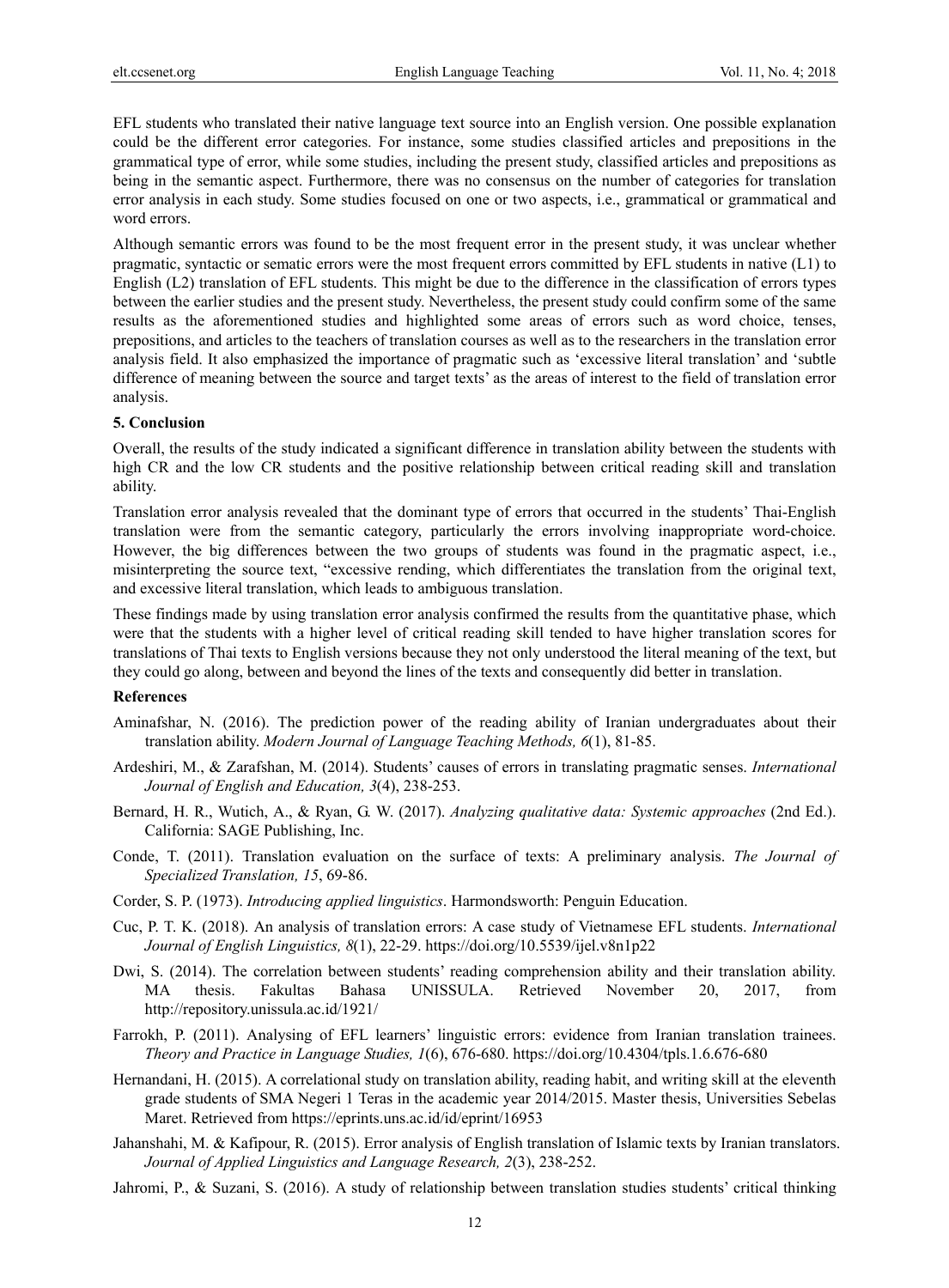EFL students who translated their native language text source into an English version. One possible explanation could be the different error categories. For instance, some studies classified articles and prepositions in the grammatical type of error, while some studies, including the present study, classified articles and prepositions as being in the semantic aspect. Furthermore, there was no consensus on the number of categories for translation error analysis in each study. Some studies focused on one or two aspects, i.e., grammatical or grammatical and word errors.

Although semantic errors was found to be the most frequent error in the present study, it was unclear whether pragmatic, syntactic or sematic errors were the most frequent errors committed by EFL students in native (L1) to English (L2) translation of EFL students. This might be due to the difference in the classification of errors types between the earlier studies and the present study. Nevertheless, the present study could confirm some of the same results as the aforementioned studies and highlighted some areas of errors such as word choice, tenses, prepositions, and articles to the teachers of translation courses as well as to the researchers in the translation error analysis field. It also emphasized the importance of pragmatic such as 'excessive literal translation' and 'subtle difference of meaning between the source and target texts' as the areas of interest to the field of translation error analysis.

## 5. Conclusion

Overall, the results of the study indicated a significant difference in translation ability between the students with high CR and the low CR students and the positive relationship between critical reading skill and translation ability.

Translation error analysis revealed that the dominant type of errors that occurred in the students' Thai-English translation were from the semantic category, particularly the errors involving inappropriate word-choice. However, the big differences between the two groups of students was found in the pragmatic aspect, i.e., misinterpreting the source text, "excessive rending, which differentiates the translation from the original text, and excessive literal translation, which leads to ambiguous translation.

These findings made by using translation error analysis confirmed the results from the quantitative phase, which were that the students with a higher level of critical reading skill tended to have higher translation scores for translations of Thai texts to English versions because they not only understood the literal meaning of the text, but they could go along, between and beyond the lines of the texts and consequently did better in translation.

## References

Aminafshar, N. (2016). The prediction power of the reading ability of Iranian undergraduates about their translation ability. *Modern Journal of Language Teaching Methods, 6*(1), 81-85.

Ardeshiri, M., & Zarafshan, M. (2014). Students' causes of errors in translating pragmatic senses. *International Journal of English and Education, 3*(4), 238-253.

Bernard, H. R., Wutich, A., & Ryan, G. W. (2017). *Analyzing qualitative data: Systemic approaches* (2nd Ed.). California: SAGE Publishing, Inc.

Conde, T. (2011). Translation evaluation on the surface of texts: A preliminary analysis. *The Journal of Specialized Translation, 15*, 69-86.

Corder, S. P. (1973). *Introducing applied linguistics*. Harmondsworth: Penguin Education.

Cuc, P. T. K. (2018). An analysis of translation errors: A case study of Vietnamese EFL students. *International Journal of English Linguistics, 8*(1), 22-29. https://doi.org/10.5539/ijel.v8n1p22

Dwi, S. (2014). The correlation between students' reading comprehension ability and their translation ability. MA thesis. Fakultas Bahasa UNISSULA. Retrieved November 20, 2017, from http://repository.unissula.ac.id/1921/

Farrokh, P. (2011). Analysing of EFL learners' linguistic errors: evidence from Iranian translation trainees. *Theory and Practice in Language Studies, 1*(6), 676-680. https://doi.org/10.4304/tpls.1.6.676-680

Hernandani, H. (2015). A correlational study on translation ability, reading habit, and writing skill at the eleventh grade students of SMA Negeri 1 Teras in the academic year 2014/2015. Master thesis, Universities Sebelas Maret. Retrieved from https://eprints.uns.ac.id/id/eprint/16953

Jahanshahi, M. & Kafipour, R. (2015). Error analysis of English translation of Islamic texts by Iranian translators. *Journal of Applied Linguistics and Language Research, 2*(3), 238-252.

Jahromi, P., & Suzani, S. (2016). A study of relationship between translation studies students' critical thinking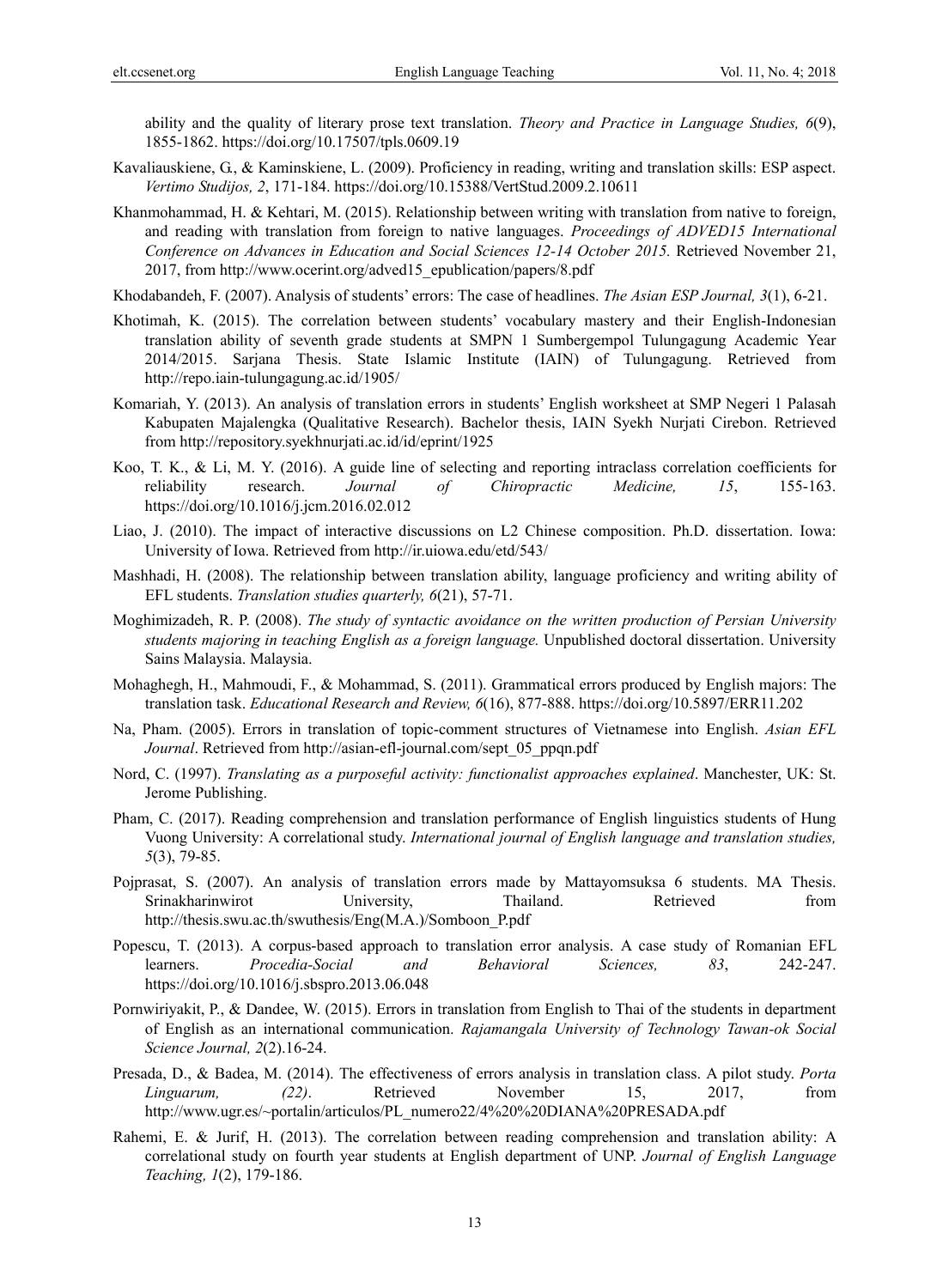ability and the quality of literary prose text translation. *Theory and Practice in Language Studies, 6*(9), 1855-1862. https://doi.org/10.17507/tpls.0609.19

Kavaliauskiene, G., & Kaminskiene, L. (2009). Proficiency in reading, writing and translation skills: ESP aspect. *Vertimo Studijos, 2*, 171-184. https://doi.org/10.15388/VertStud.2009.2.10611

Khanmohammad, H. & Kehtari, M. (2015). Relationship between writing with translation from native to foreign, and reading with translation from foreign to native languages. *Proceedings of ADVED15 International Conference on Advances in Education and Social Sciences 12-14 October 2015.* Retrieved November 21, 2017, from http://www.ocerint.org/adved15_epublication/papers/8.pdf

Khodabandeh, F. (2007). Analysis of students' errors: The case of headlines. *The Asian ESP Journal, 3*(1), 6-21.

Khotimah, K. (2015). The correlation between students' vocabulary mastery and their English-Indonesian translation ability of seventh grade students at SMPN 1 Sumbergempol Tulungagung Academic Year 2014/2015. Sarjana Thesis. State Islamic Institute (IAIN) of Tulungagung. Retrieved from http://repo.iain-tulungagung.ac.id/1905/

Komariah, Y. (2013). An analysis of translation errors in students' English worksheet at SMP Negeri 1 Palasah Kabupaten Majalengka (Qualitative Research). Bachelor thesis, IAIN Syekh Nurjati Cirebon. Retrieved from http://repository.syekhnurjati.ac.id/id/eprint/1925

Koo, T. K., & Li, M. Y. (2016). A guide line of selecting and reporting intraclass correlation coefficients for reliability research. *Journal of Chiropractic Medicine, 15*, 155-163. https://doi.org/10.1016/j.jcm.2016.02.012

Liao, J. (2010). The impact of interactive discussions on L2 Chinese composition. Ph.D. dissertation. Iowa: University of Iowa. Retrieved from http://ir.uiowa.edu/etd/543/

Mashhadi, H. (2008). The relationship between translation ability, language proficiency and writing ability of EFL students. *Translation studies quarterly, 6*(21), 57-71.

Moghimizadeh, R. P. (2008). *The study of syntactic avoidance on the written production of Persian University students majoring in teaching English as a foreign language.* Unpublished doctoral dissertation. University Sains Malaysia. Malaysia.

Mohaghegh, H., Mahmoudi, F., & Mohammad, S. (2011). Grammatical errors produced by English majors: The translation task. *Educational Research and Review, 6*(16), 877-888. https://doi.org/10.5897/ERR11.202

Na, Pham. (2005). Errors in translation of topic-comment structures of Vietnamese into English. *Asian EFL Journal*. Retrieved from http://asian-efl-journal.com/sept_05_ppqn.pdf

Nord, C. (1997). *Translating as a purposeful activity: functionalist approaches explained*. Manchester, UK: St. Jerome Publishing.

Pham, C. (2017). Reading comprehension and translation performance of English linguistics students of Hung Vuong University: A correlational study. *International journal of English language and translation studies, 5*(3), 79-85.

Pojprasat, S. (2007). An analysis of translation errors made by Mattayomsuksa 6 students. MA Thesis. Srinakharinwirot University, Thailand. Retrieved from http://thesis.swu.ac.th/swuthesis/Eng(M.A.)/Somboon_P.pdf

Popescu, T. (2013). A corpus-based approach to translation error analysis. A case study of Romanian EFL learners. *Procedia-Social and Behavioral Sciences, 83*, 242-247. https://doi.org/10.1016/j.sbspro.2013.06.048

Pornwiriyakit, P., & Dandee, W. (2015). Errors in translation from English to Thai of the students in department of English as an international communication. *Rajamangala University of Technology Tawan-ok Social Science Journal, 2*(2).16-24.

Presada, D., & Badea, M. (2014). The effectiveness of errors analysis in translation class. A pilot study. *Porta Linguarum, (22)*. Retrieved November 15, 2017, from http://www.ugr.es/~portalin/articulos/PL_numero22/4%20%20DIANA%20PRESADA.pdf

Rahemi, E. & Jurif, H. (2013). The correlation between reading comprehension and translation ability: A correlational study on fourth year students at English department of UNP. *Journal of English Language Teaching, 1*(2), 179-186.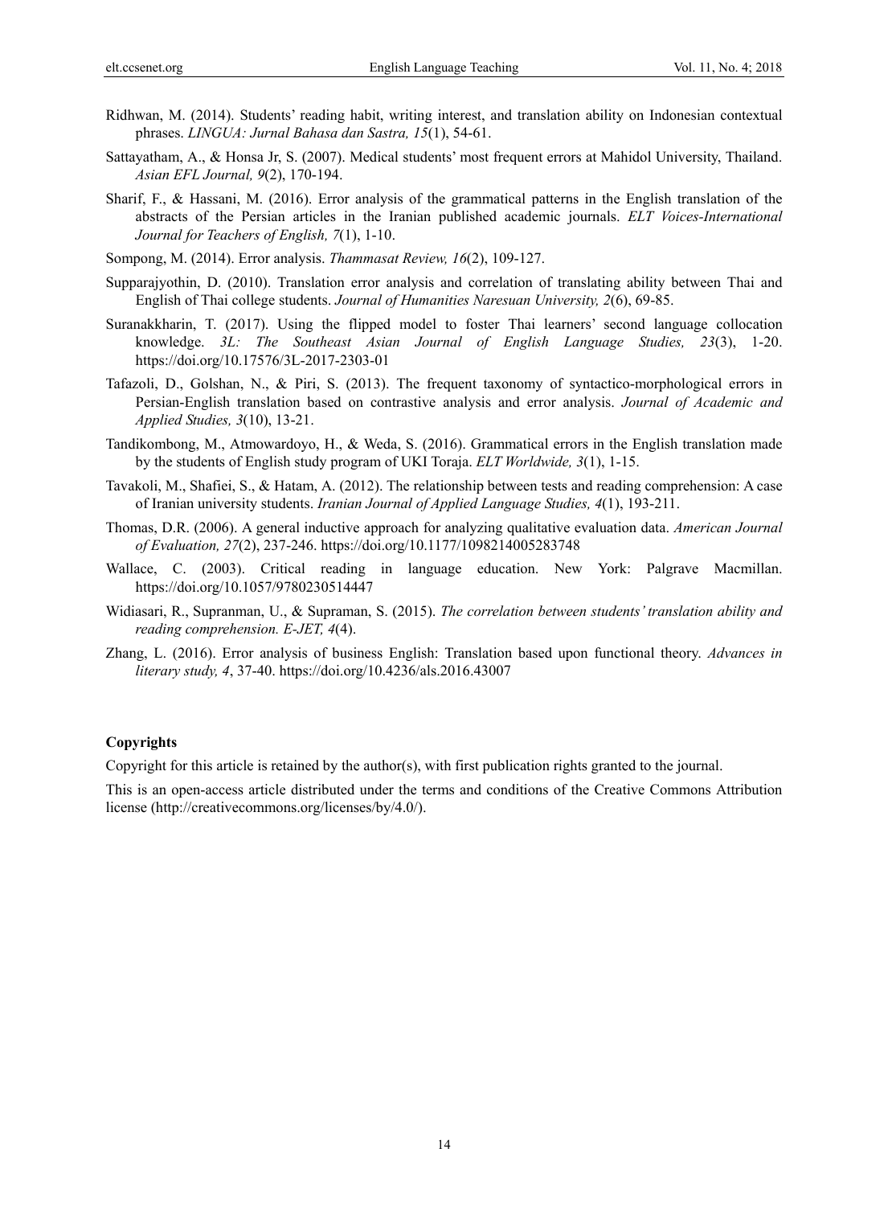Ridhwan, M. (2014). Students' reading habit, writing interest, and translation ability on Indonesian contextual phrases. *LINGUA: Jurnal Bahasa dan Sastra, 15*(1), 54-61.

Sattayatham, A., & Honsa Jr, S. (2007). Medical students' most frequent errors at Mahidol University, Thailand. *Asian EFL Journal, 9*(2), 170-194.

Sharif, F., & Hassani, M. (2016). Error analysis of the grammatical patterns in the English translation of the abstracts of the Persian articles in the Iranian published academic journals. *ELT Voices-International Journal for Teachers of English, 7*(1), 1-10.

Sompong, M. (2014). Error analysis. *Thammasat Review, 16*(2), 109-127.

Supparajyothin, D. (2010). Translation error analysis and correlation of translating ability between Thai and English of Thai college students. *Journal of Humanities Naresuan University, 2*(6), 69-85.

Suranakkharin, T. (2017). Using the flipped model to foster Thai learners' second language collocation knowledge. *3L: The Southeast Asian Journal of English Language Studies, 23*(3), 1-20. https://doi.org/10.17576/3L-2017-2303-01

Tafazoli, D., Golshan, N., & Piri, S. (2013). The frequent taxonomy of syntactico-morphological errors in Persian-English translation based on contrastive analysis and error analysis. *Journal of Academic and Applied Studies, 3*(10), 13-21.

Tandikombong, M., Atmowardoyo, H., & Weda, S. (2016). Grammatical errors in the English translation made by the students of English study program of UKI Toraja. *ELT Worldwide, 3*(1), 1-15.

Tavakoli, M., Shafiei, S., & Hatam, A. (2012). The relationship between tests and reading comprehension: A case of Iranian university students. *Iranian Journal of Applied Language Studies, 4*(1), 193-211.

Thomas, D.R. (2006). A general inductive approach for analyzing qualitative evaluation data. *American Journal of Evaluation, 27*(2), 237-246. https://doi.org/10.1177/1098214005283748

Wallace, C. (2003). Critical reading in language education. New York: Palgrave Macmillan. https://doi.org/10.1057/9780230514447

Widiasari, R., Supranman, U., & Supraman, S. (2015). *The correlation between students' translation ability and reading comprehension. E-JET, 4*(4).

Zhang, L. (2016). Error analysis of business English: Translation based upon functional theory. *Advances in literary study, 4*, 37-40. https://doi.org/10.4236/als.2016.43007

**Copyrights**

Copyright for this article is retained by the author(s), with first publication rights granted to the journal.

This is an open-access article distributed under the terms and conditions of the Creative Commons Attribution license (http://creativecommons.org/licenses/by/4.0/).